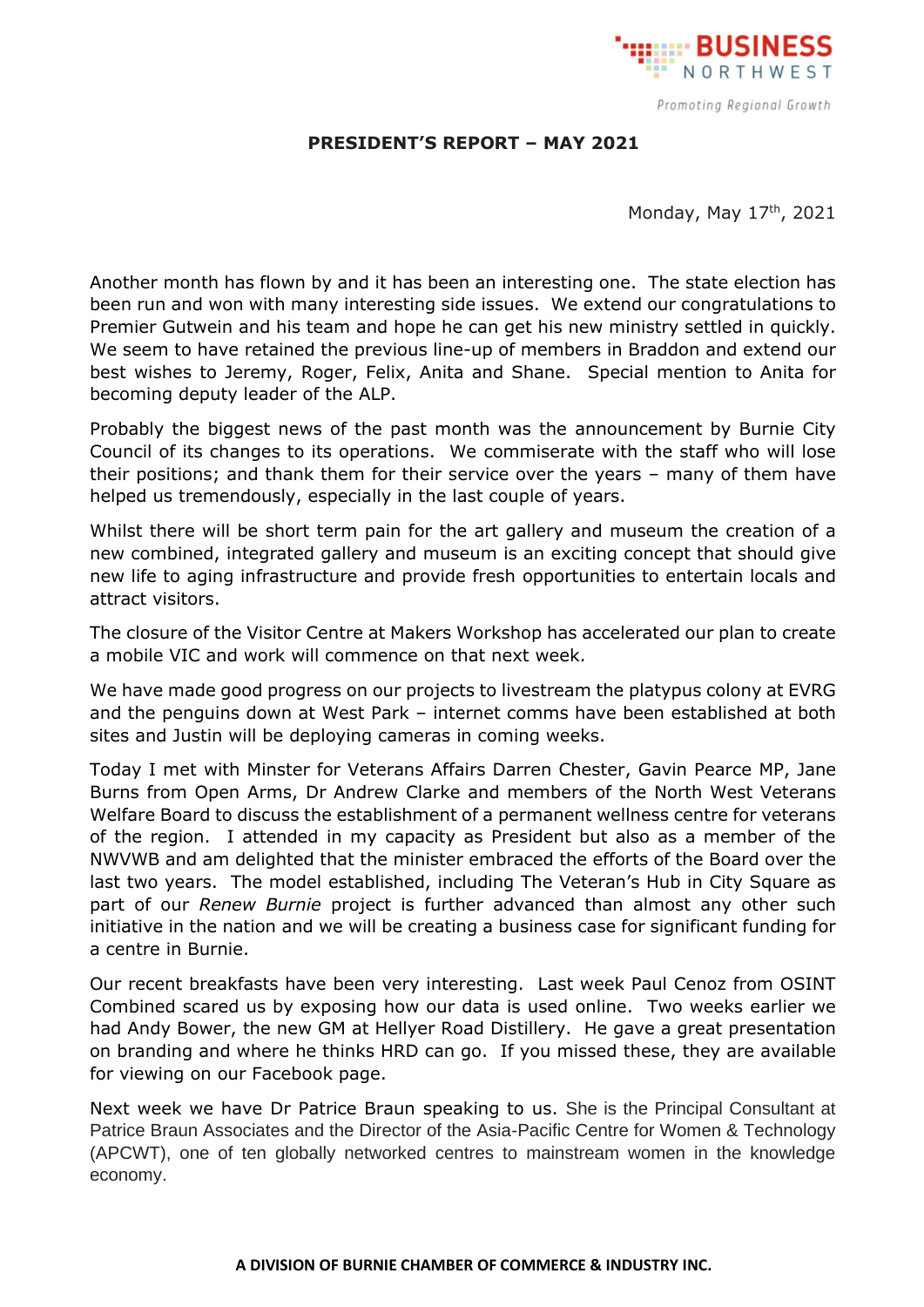**BUSINESS NORTHWEST**

*Promoting Regional Growth*

## PRESIDENT'S REPORT – MAY 2021

Monday, May 17th, 2021

Another month has flown by and it has been an interesting one. The state election has been run and won with many interesting side issues. We extend our congratulations to Premier Gutwein and his team and hope he can get his new ministry settled in quickly. We seem to have retained the previous line-up of members in Braddon and extend our best wishes to Jeremy, Roger, Felix, Anita and Shane. Special mention to Anita for becoming deputy leader of the ALP.

Probably the biggest news of the past month was the announcement by Burnie City Council of its changes to its operations. We commiserate with the staff who will lose their positions; and thank them for their service over the years – many of them have helped us tremendously, especially in the last couple of years.

Whilst there will be short term pain for the art gallery and museum the creation of a new combined, integrated gallery and museum is an exciting concept that should give new life to aging infrastructure and provide fresh opportunities to entertain locals and attract visitors.

The closure of the Visitor Centre at Makers Workshop has accelerated our plan to create a mobile VIC and work will commence on that next week.

We have made good progress on our projects to livestream the platypus colony at EVRG and the penguins down at West Park – internet comms have been established at both sites and Justin will be deploying cameras in coming weeks.

Today I met with Minster for Veterans Affairs Darren Chester, Gavin Pearce MP, Jane Burns from Open Arms, Dr Andrew Clarke and members of the North West Veterans Welfare Board to discuss the establishment of a permanent wellness centre for veterans of the region. I attended in my capacity as President but also as a member of the NWVWB and am delighted that the minister embraced the efforts of the Board over the last two years. The model established, including The Veteran's Hub in City Square as part of our *Renew Burnie* project is further advanced than almost any other such initiative in the nation and we will be creating a business case for significant funding for a centre in Burnie.

Our recent breakfasts have been very interesting. Last week Paul Cenoz from OSINT Combined scared us by exposing how our data is used online. Two weeks earlier we had Andy Bower, the new GM at Hellyer Road Distillery. He gave a great presentation on branding and where he thinks HRD can go. If you missed these, they are available for viewing on our Facebook page.

Next week we have Dr Patrice Braun speaking to us. She is the Principal Consultant at Patrice Braun Associates and the Director of the Asia-Pacific Centre for Women & Technology (APCWT), one of ten globally networked centres to mainstream women in the knowledge economy.

**A DIVISION OF BURNIE CHAMBER OF COMMERCE & INDUSTRY INC.**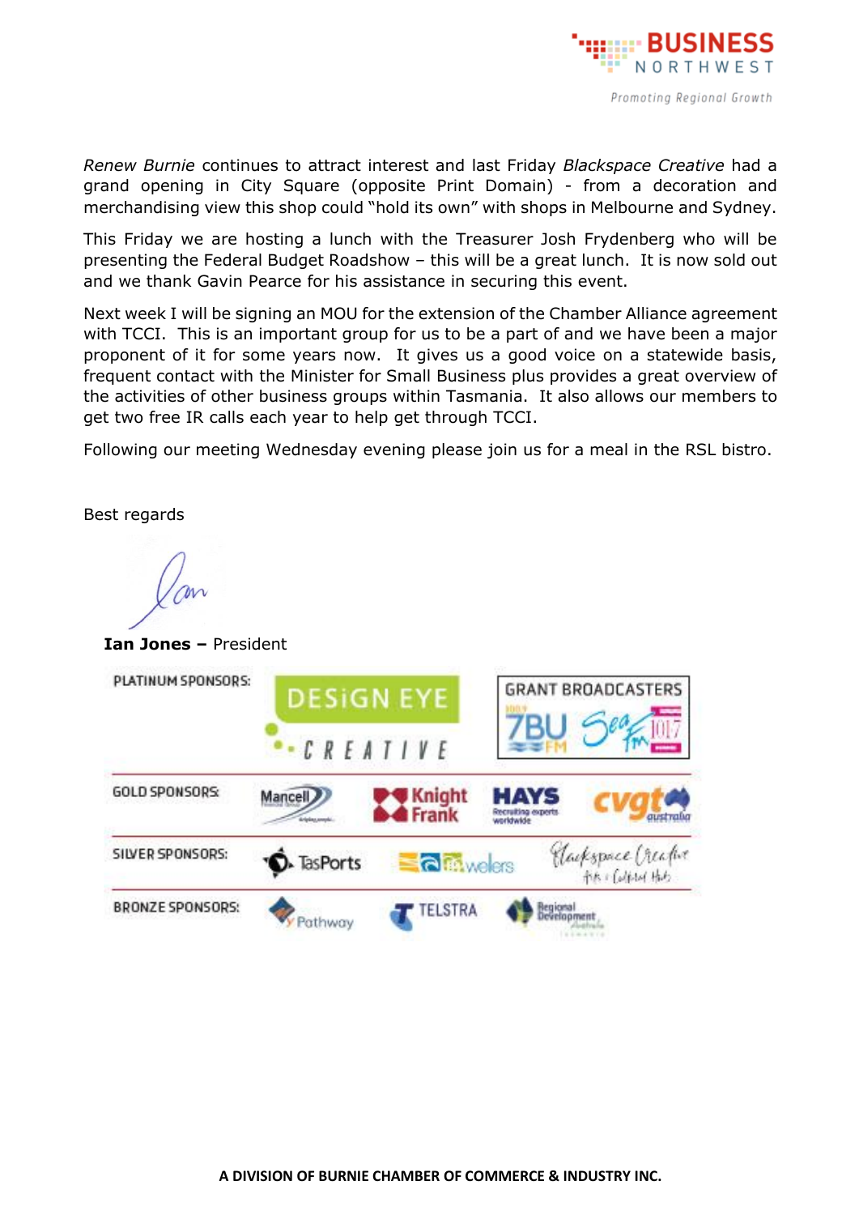*Renew Burnie* continues to attract interest and last Friday *Blackspace Creative* had a grand opening in City Square (opposite Print Domain) - from a decoration and merchandising view this shop could "hold its own" with shops in Melbourne and Sydney.

This Friday we are hosting a lunch with the Treasurer Josh Frydenberg who will be presenting the Federal Budget Roadshow – this will be a great lunch. It is now sold out and we thank Gavin Pearce for his assistance in securing this event.

Next week I will be signing an MOU for the extension of the Chamber Alliance agreement with TCCI. This is an important group for us to be a part of and we have been a major proponent of it for some years now. It gives us a good voice on a statewide basis, frequent contact with the Minister for Small Business plus provides a great overview of the activities of other business groups within Tasmania. It also allows our members to get two free IR calls each year to help get through TCCI.

Following our meeting Wednesday evening please join us for a meal in the RSL bistro.

Best regards

**Ian Jones –** President

| | | | | |
|---|---|---|---|---|
| PLATINUM SPONSORS: | DESiGN EYE CREATIVE | GRANT BROADCASTERS 7BU Sea FM | | |
| GOLD SPONSORS: | Mancell | Knight Frank | HAYS | cvgt australia |
| SILVER SPONSORS: | TasPorts | welers | Blackspace Creative | |
| BRONZE SPONSORS: | Pathway | TELSTRA | Regional Development Australia | |

A DIVISION OF BURNIE CHAMBER OF COMMERCE & INDUSTRY INC.